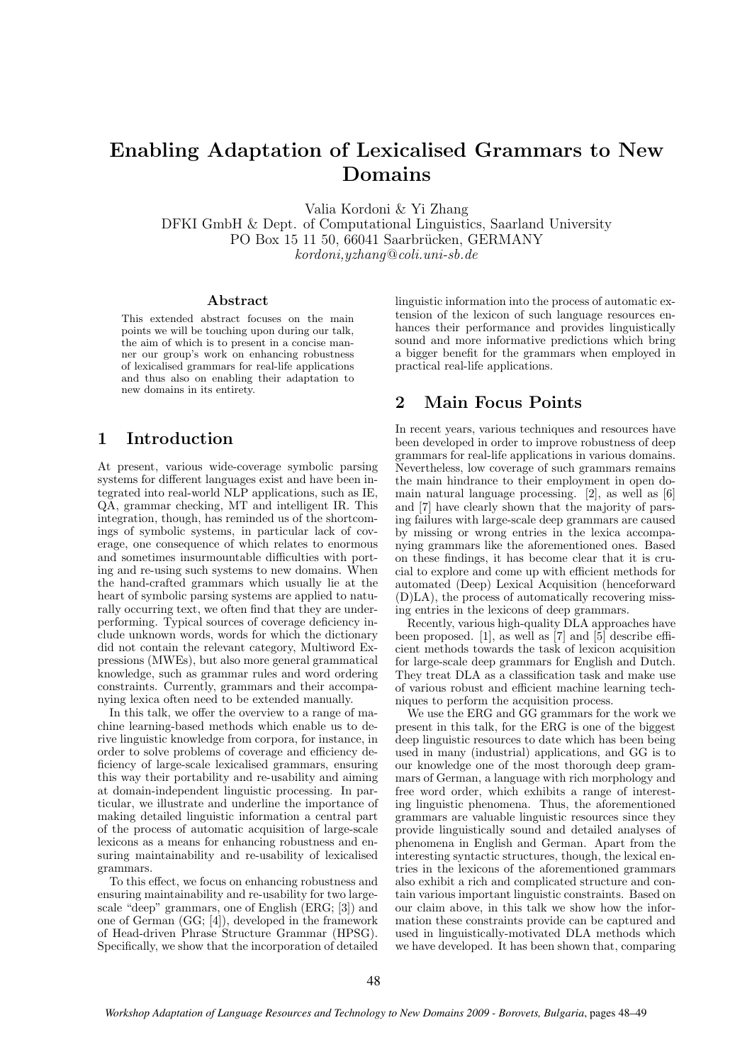# Enabling Adaptation of Lexicalised Grammars to New Domains

Valia Kordoni & Yi Zhang
DFKI GmbH & Dept. of Computational Linguistics, Saarland University
PO Box 15 11 50, 66041 Saarbrücken, GERMANY
*kordoni,yzhang@coli.uni-sb.de*

## Abstract

This extended abstract focuses on the main points we will be touching upon during our talk, the aim of which is to present in a concise manner our group's work on enhancing robustness of lexicalised grammars for real-life applications and thus also on enabling their adaptation to new domains in its entirety.

## 1 Introduction

At present, various wide-coverage symbolic parsing systems for different languages exist and have been integrated into real-world NLP applications, such as IE, QA, grammar checking, MT and intelligent IR. This integration, though, has reminded us of the shortcomings of symbolic systems, in particular lack of coverage, one consequence of which relates to enormous and sometimes insurmountable difficulties with porting and re-using such systems to new domains. When the hand-crafted grammars which usually lie at the heart of symbolic parsing systems are applied to naturally occurring text, we often find that they are underperforming. Typical sources of coverage deficiency include unknown words, words for which the dictionary did not contain the relevant category, Multiword Expressions (MWEs), but also more general grammatical knowledge, such as grammar rules and word ordering constraints. Currently, grammars and their accompanying lexica often need to be extended manually.

In this talk, we offer the overview to a range of machine learning-based methods which enable us to derive linguistic knowledge from corpora, for instance, in order to solve problems of coverage and efficiency deficiency of large-scale lexicalised grammars, ensuring this way their portability and re-usability and aiming at domain-independent linguistic processing. In particular, we illustrate and underline the importance of making detailed linguistic information a central part of the process of automatic acquisition of large-scale lexicons as a means for enhancing robustness and ensuring maintainability and re-usability of lexicalised grammars.

To this effect, we focus on enhancing robustness and ensuring maintainability and re-usability for two large-scale "deep" grammars, one of English (ERG; [3]) and one of German (GG; [4]), developed in the framework of Head-driven Phrase Structure Grammar (HPSG). Specifically, we show that the incorporation of detailed linguistic information into the process of automatic extension of the lexicon of such language resources enhances their performance and provides linguistically sound and more informative predictions which bring a bigger benefit for the grammars when employed in practical real-life applications.

## 2 Main Focus Points

In recent years, various techniques and resources have been developed in order to improve robustness of deep grammars for real-life applications in various domains. Nevertheless, low coverage of such grammars remains the main hindrance to their employment in open domain natural language processing. [2], as well as [6] and [7] have clearly shown that the majority of parsing failures with large-scale deep grammars are caused by missing or wrong entries in the lexica accompanying grammars like the aforementioned ones. Based on these findings, it has become clear that it is crucial to explore and come up with efficient methods for automated (Deep) Lexical Acquisition (henceforward (D)LA), the process of automatically recovering missing entries in the lexicons of deep grammars.

Recently, various high-quality DLA approaches have been proposed. [1], as well as [7] and [5] describe efficient methods towards the task of lexicon acquisition for large-scale deep grammars for English and Dutch. They treat DLA as a classification task and make use of various robust and efficient machine learning techniques to perform the acquisition process.

We use the ERG and GG grammars for the work we present in this talk, for the ERG is one of the biggest deep linguistic resources to date which has been being used in many (industrial) applications, and GG is to our knowledge one of the most thorough deep grammars of German, a language with rich morphology and free word order, which exhibits a range of interesting linguistic phenomena. Thus, the aforementioned grammars are valuable linguistic resources since they provide linguistically sound and detailed analyses of phenomena in English and German. Apart from the interesting syntactic structures, though, the lexical entries in the lexicons of the aforementioned grammars also exhibit a rich and complicated structure and contain various important linguistic constraints. Based on our claim above, in this talk we show how the information these constraints provide can be captured and used in linguistically-motivated DLA methods which we have developed. It has been shown that, comparing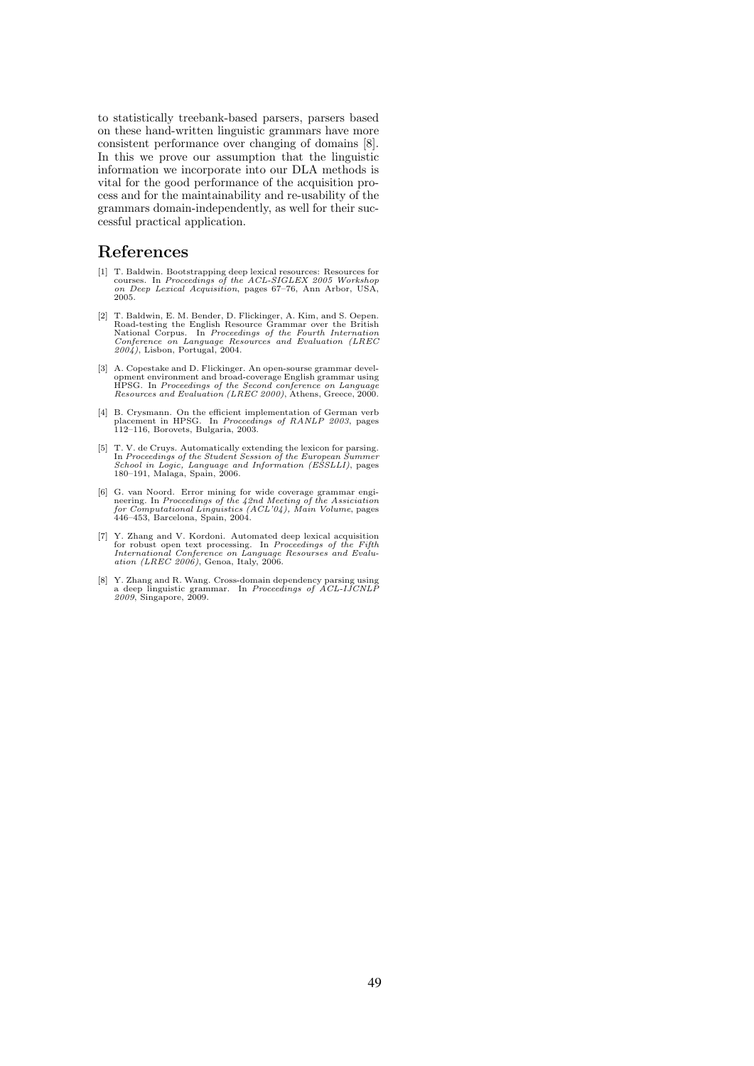to statistically treebank-based parsers, parsers based on these hand-written linguistic grammars have more consistent performance over changing of domains [8]. In this we prove our assumption that the linguistic information we incorporate into our DLA methods is vital for the good performance of the acquisition process and for the maintainability and re-usability of the grammars domain-independently, as well for their successful practical application.

## References

[1] T. Baldwin. Bootstrapping deep lexical resources: Resources for courses. In *Proceedings of the ACL-SIGLEX 2005 Workshop on Deep Lexical Acquisition*, pages 67–76, Ann Arbor, USA, 2005.

[2] T. Baldwin, E. M. Bender, D. Flickinger, A. Kim, and S. Oepen. Road-testing the English Resource Grammar over the British National Corpus. In *Proceedings of the Fourth Internation Conference on Language Resources and Evaluation (LREC 2004)*, Lisbon, Portugal, 2004.

[3] A. Copestake and D. Flickinger. An open-sourse grammar development environment and broad-coverage English grammar using HPSG. In *Proceedings of the Second conference on Language Resources and Evaluation (LREC 2000)*, Athens, Greece, 2000.

[4] B. Crysmann. On the efficient implementation of German verb placement in HPSG. In *Proceedings of RANLP 2003*, pages 112–116, Borovets, Bulgaria, 2003.

[5] T. V. de Cruys. Automatically extending the lexicon for parsing. In *Proceedings of the Student Session of the European Summer School in Logic, Language and Information (ESSLLI)*, pages 180–191, Malaga, Spain, 2006.

[6] G. van Noord. Error mining for wide coverage grammar engineering. In *Proceedings of the 42nd Meeting of the Assiciation for Computational Linguistics (ACL'04), Main Volume*, pages 446–453, Barcelona, Spain, 2004.

[7] Y. Zhang and V. Kordoni. Automated deep lexical acquisition for robust open text processing. In *Proceedings of the Fifth International Conference on Language Resourses and Evaluation (LREC 2006)*, Genoa, Italy, 2006.

[8] Y. Zhang and R. Wang. Cross-domain dependency parsing using a deep linguistic grammar. In *Proceedings of ACL-IJCNLP 2009*, Singapore, 2009.